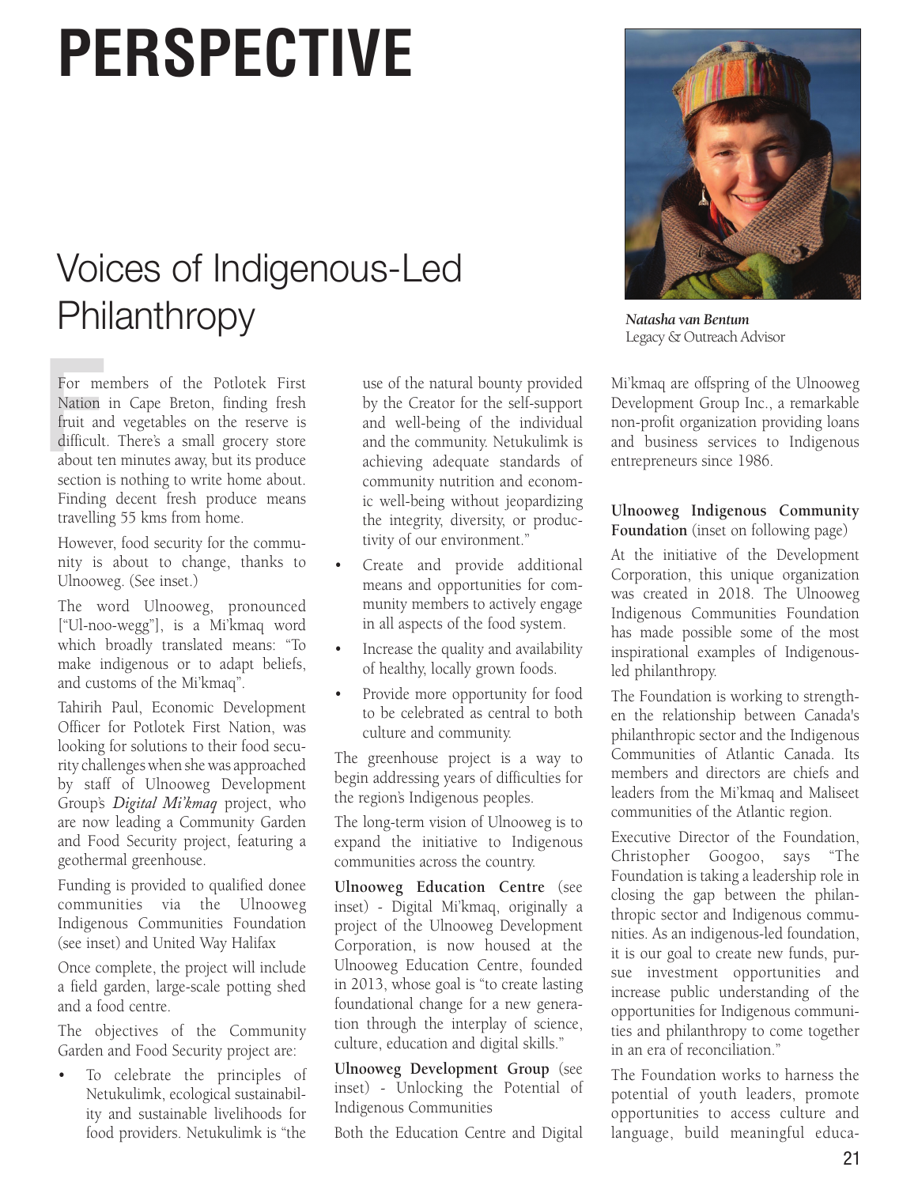# PERSPECTIVE

## Voices of Indigenous-Led Philanthropy

*Natasha van Bentum*
Legacy & Outreach Advisor

For members of the Potlotek First Nation in Cape Breton, finding fresh fruit and vegetables on the reserve is difficult. There's a small grocery store about ten minutes away, but its produce section is nothing to write home about. Finding decent fresh produce means travelling 55 kms from home.

However, food security for the community is about to change, thanks to Ulnooweg. (See inset.)

The word Ulnooweg, pronounced ["Ul-noo-wegg"], is a Mi'kmaq word which broadly translated means: "To make indigenous or to adapt beliefs, and customs of the Mi'kmaq".

Tahirih Paul, Economic Development Officer for Potlotek First Nation, was looking for solutions to their food security challenges when she was approached by staff of Ulnooweg Development Group's *Digital Mi'kmaq* project, who are now leading a Community Garden and Food Security project, featuring a geothermal greenhouse.

Funding is provided to qualified donee communities via the Ulnooweg Indigenous Communities Foundation (see inset) and United Way Halifax

Once complete, the project will include a field garden, large-scale potting shed and a food centre.

The objectives of the Community Garden and Food Security project are:

- To celebrate the principles of Netukulimk, ecological sustainability and sustainable livelihoods for food providers. Netukulimk is "the use of the natural bounty provided by the Creator for the self-support and well-being of the individual and the community. Netukulimk is achieving adequate standards of community nutrition and economic well-being without jeopardizing the integrity, diversity, or productivity of our environment."
- Create and provide additional means and opportunities for community members to actively engage in all aspects of the food system.
- Increase the quality and availability of healthy, locally grown foods.
- Provide more opportunity for food to be celebrated as central to both culture and community.

The greenhouse project is a way to begin addressing years of difficulties for the region's Indigenous peoples.

The long-term vision of Ulnooweg is to expand the initiative to Indigenous communities across the country.

**Ulnooweg Education Centre** (see inset) - Digital Mi'kmaq, originally a project of the Ulnooweg Development Corporation, is now housed at the Ulnooweg Education Centre, founded in 2013, whose goal is "to create lasting foundational change for a new generation through the interplay of science, culture, education and digital skills."

**Ulnooweg Development Group** (see inset) - Unlocking the Potential of Indigenous Communities

Both the Education Centre and Digital Mi'kmaq are offspring of the Ulnooweg Development Group Inc., a remarkable non-profit organization providing loans and business services to Indigenous entrepreneurs since 1986.

**Ulnooweg Indigenous Community Foundation** (inset on following page)

At the initiative of the Development Corporation, this unique organization was created in 2018. The Ulnooweg Indigenous Communities Foundation has made possible some of the most inspirational examples of Indigenous-led philanthropy.

The Foundation is working to strengthen the relationship between Canada's philanthropic sector and the Indigenous Communities of Atlantic Canada. Its members and directors are chiefs and leaders from the Mi'kmaq and Maliseet communities of the Atlantic region.

Executive Director of the Foundation, Christopher Googoo, says "The Foundation is taking a leadership role in closing the gap between the philanthropic sector and Indigenous communities. As an indigenous-led foundation, it is our goal to create new funds, pursue investment opportunities and increase public understanding of the opportunities for Indigenous communities and philanthropy to come together in an era of reconciliation."

The Foundation works to harness the potential of youth leaders, promote opportunities to access culture and language, build meaningful educa-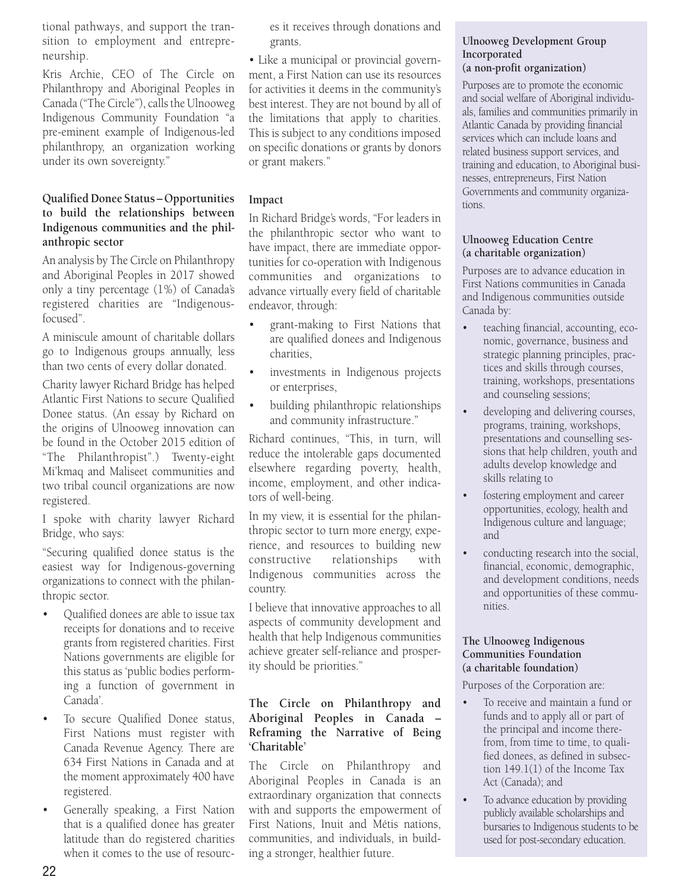tional pathways, and support the transition to employment and entrepreneurship.

Kris Archie, CEO of The Circle on Philanthropy and Aboriginal Peoples in Canada ("The Circle"), calls the Ulnooweg Indigenous Community Foundation "a pre-eminent example of Indigenous-led philanthropy, an organization working under its own sovereignty."

**Qualified Donee Status – Opportunities to build the relationships between Indigenous communities and the philanthropic sector**

An analysis by The Circle on Philanthropy and Aboriginal Peoples in 2017 showed only a tiny percentage (1%) of Canada's registered charities are "Indigenous-focused".

A miniscule amount of charitable dollars go to Indigenous groups annually, less than two cents of every dollar donated.

Charity lawyer Richard Bridge has helped Atlantic First Nations to secure Qualified Donee status. (An essay by Richard on the origins of Ulnooweg innovation can be found in the October 2015 edition of "The Philanthropist".) Twenty-eight Mi'kmaq and Maliseet communities and two tribal council organizations are now registered.

I spoke with charity lawyer Richard Bridge, who says:

"Securing qualified donee status is the easiest way for Indigenous-governing organizations to connect with the philanthropic sector.

- Qualified donees are able to issue tax receipts for donations and to receive grants from registered charities. First Nations governments are eligible for this status as 'public bodies performing a function of government in Canada'.
- To secure Qualified Donee status, First Nations must register with Canada Revenue Agency. There are 634 First Nations in Canada and at the moment approximately 400 have registered.
- Generally speaking, a First Nation that is a qualified donee has greater latitude than do registered charities when it comes to the use of resources it receives through donations and grants.
- Like a municipal or provincial government, a First Nation can use its resources for activities it deems in the community's best interest. They are not bound by all of the limitations that apply to charities. This is subject to any conditions imposed on specific donations or grants by donors or grant makers."

**Impact**

In Richard Bridge's words, "For leaders in the philanthropic sector who want to have impact, there are immediate opportunities for co-operation with Indigenous communities and organizations to advance virtually every field of charitable endeavor, through:

- grant-making to First Nations that are qualified donees and Indigenous charities,
- investments in Indigenous projects or enterprises,
- building philanthropic relationships and community infrastructure."

Richard continues, "This, in turn, will reduce the intolerable gaps documented elsewhere regarding poverty, health, income, employment, and other indicators of well-being.

In my view, it is essential for the philanthropic sector to turn more energy, experience, and resources to building new constructive relationships with Indigenous communities across the country.

I believe that innovative approaches to all aspects of community development and health that help Indigenous communities achieve greater self-reliance and prosperity should be priorities."

**The Circle on Philanthropy and Aboriginal Peoples in Canada – Reframing the Narrative of Being 'Charitable'**

The Circle on Philanthropy and Aboriginal Peoples in Canada is an extraordinary organization that connects with and supports the empowerment of First Nations, Inuit and Métis nations, communities, and individuals, in building a stronger, healthier future.

**Ulnooweg Development Group Incorporated (a non-profit organization)**

Purposes are to promote the economic and social welfare of Aboriginal individuals, families and communities primarily in Atlantic Canada by providing financial services which can include loans and related business support services, and training and education, to Aboriginal businesses, entrepreneurs, First Nation Governments and community organizations.

**Ulnooweg Education Centre (a charitable organization)**

Purposes are to advance education in First Nations communities in Canada and Indigenous communities outside Canada by:

- teaching financial, accounting, economic, governance, business and strategic planning principles, practices and skills through courses, training, workshops, presentations and counseling sessions;
- developing and delivering courses, programs, training, workshops, presentations and counselling sessions that help children, youth and adults develop knowledge and skills relating to
- fostering employment and career opportunities, ecology, health and Indigenous culture and language; and
- conducting research into the social, financial, economic, demographic, and development conditions, needs and opportunities of these communities.

**The Ulnooweg Indigenous Communities Foundation (a charitable foundation)**

Purposes of the Corporation are:

- To receive and maintain a fund or funds and to apply all or part of the principal and income therefrom, from time to time, to qualified donees, as defined in subsection 149.1(1) of the Income Tax Act (Canada); and
- To advance education by providing publicly available scholarships and bursaries to Indigenous students to be used for post-secondary education.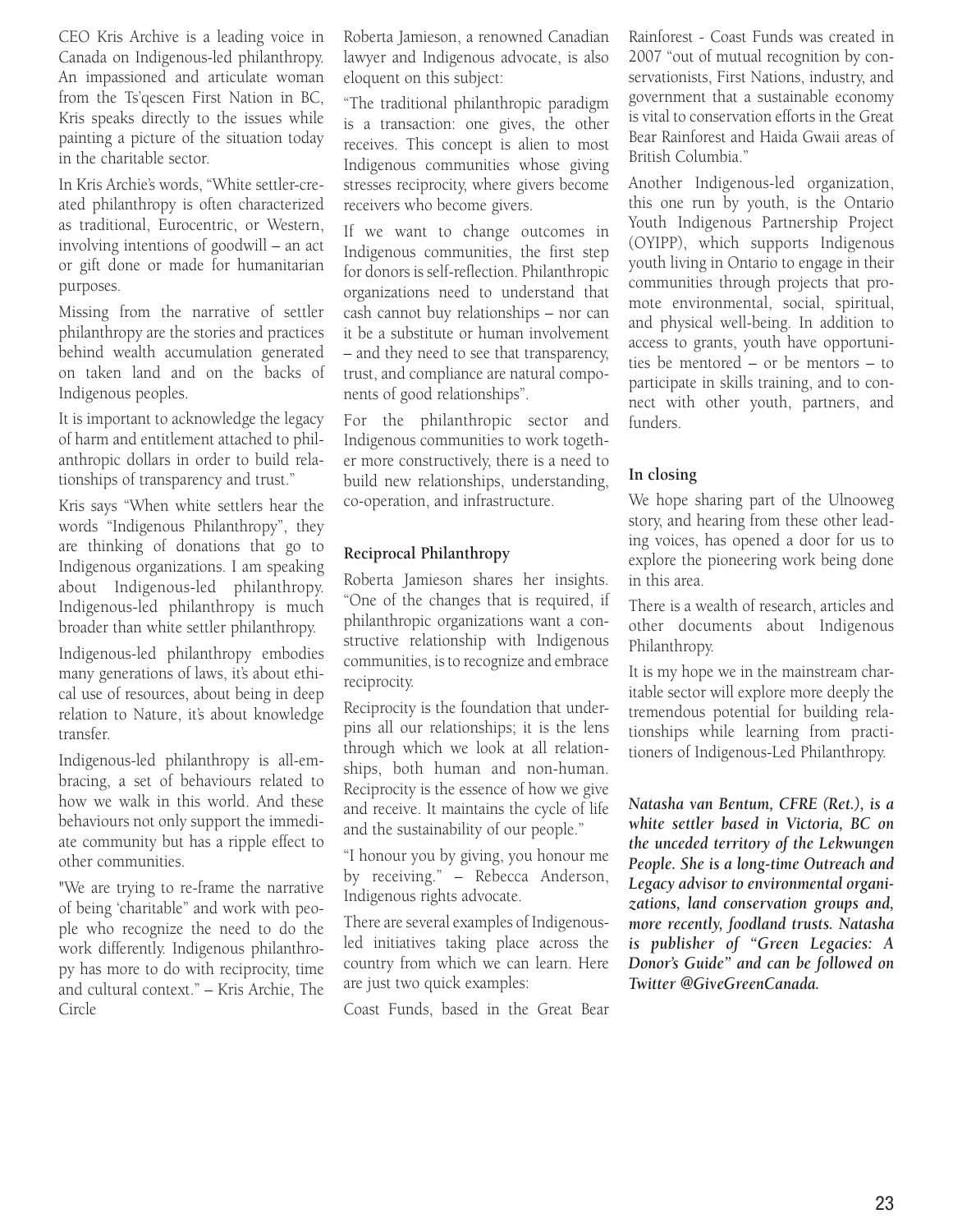CEO Kris Archive is a leading voice in Canada on Indigenous-led philanthropy. An impassioned and articulate woman from the Ts'qescen First Nation in BC, Kris speaks directly to the issues while painting a picture of the situation today in the charitable sector.

In Kris Archie's words, "White settler-created philanthropy is often characterized as traditional, Eurocentric, or Western, involving intentions of goodwill – an act or gift done or made for humanitarian purposes.

Missing from the narrative of settler philanthropy are the stories and practices behind wealth accumulation generated on taken land and on the backs of Indigenous peoples.

It is important to acknowledge the legacy of harm and entitlement attached to philanthropic dollars in order to build relationships of transparency and trust."

Kris says "When white settlers hear the words "Indigenous Philanthropy", they are thinking of donations that go to Indigenous organizations. I am speaking about Indigenous-led philanthropy. Indigenous-led philanthropy is much broader than white settler philanthropy.

Indigenous-led philanthropy embodies many generations of laws, it's about ethical use of resources, about being in deep relation to Nature, it's about knowledge transfer.

Indigenous-led philanthropy is all-embracing, a set of behaviours related to how we walk in this world. And these behaviours not only support the immediate community but has a ripple effect to other communities.

"We are trying to re-frame the narrative of being 'charitable" and work with people who recognize the need to do the work differently. Indigenous philanthropy has more to do with reciprocity, time and cultural context." – Kris Archie, The Circle

Roberta Jamieson, a renowned Canadian lawyer and Indigenous advocate, is also eloquent on this subject:

"The traditional philanthropic paradigm is a transaction: one gives, the other receives. This concept is alien to most Indigenous communities whose giving stresses reciprocity, where givers become receivers who become givers.

If we want to change outcomes in Indigenous communities, the first step for donors is self-reflection. Philanthropic organizations need to understand that cash cannot buy relationships – nor can it be a substitute or human involvement – and they need to see that transparency, trust, and compliance are natural components of good relationships".

For the philanthropic sector and Indigenous communities to work together more constructively, there is a need to build new relationships, understanding, co-operation, and infrastructure.

### Reciprocal Philanthropy

Roberta Jamieson shares her insights. "One of the changes that is required, if philanthropic organizations want a constructive relationship with Indigenous communities, is to recognize and embrace reciprocity.

Reciprocity is the foundation that underpins all our relationships; it is the lens through which we look at all relationships, both human and non-human. Reciprocity is the essence of how we give and receive. It maintains the cycle of life and the sustainability of our people."

"I honour you by giving, you honour me by receiving." – Rebecca Anderson, Indigenous rights advocate.

There are several examples of Indigenous-led initiatives taking place across the country from which we can learn. Here are just two quick examples:

Coast Funds, based in the Great Bear Rainforest - Coast Funds was created in 2007 "out of mutual recognition by conservationists, First Nations, industry, and government that a sustainable economy is vital to conservation efforts in the Great Bear Rainforest and Haida Gwaii areas of British Columbia."

Another Indigenous-led organization, this one run by youth, is the Ontario Youth Indigenous Partnership Project (OYIPP), which supports Indigenous youth living in Ontario to engage in their communities through projects that promote environmental, social, spiritual, and physical well-being. In addition to access to grants, youth have opportunities be mentored – or be mentors – to participate in skills training, and to connect with other youth, partners, and funders.

### In closing

We hope sharing part of the Ulnooweg story, and hearing from these other leading voices, has opened a door for us to explore the pioneering work being done in this area.

There is a wealth of research, articles and other documents about Indigenous Philanthropy.

It is my hope we in the mainstream charitable sector will explore more deeply the tremendous potential for building relationships while learning from practitioners of Indigenous-Led Philanthropy.

***Natasha van Bentum, CFRE (Ret.), is a white settler based in Victoria, BC on the unceded territory of the Lekwungen People. She is a long-time Outreach and Legacy advisor to environmental organizations, land conservation groups and, more recently, foodland trusts. Natasha is publisher of "Green Legacies: A Donor's Guide" and can be followed on Twitter @GiveGreenCanada.***